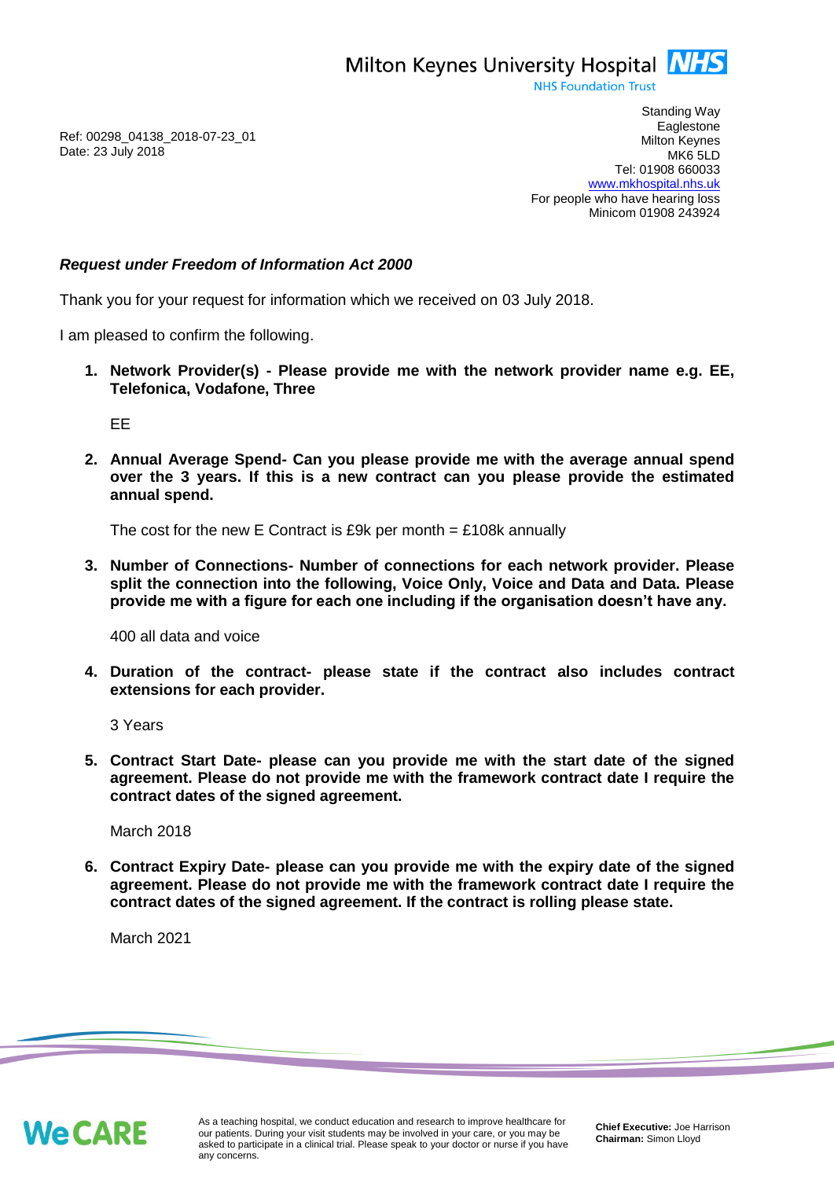Milton Keynes University Hospital NHS

NHS Foundation Trust

Ref: 00298_04138_2018-07-23_01
Date: 23 July 2018

Standing Way
Eaglestone
Milton Keynes
MK6 5LD
Tel: 01908 660033
www.mkhospital.nhs.uk
For people who have hearing loss
Minicom 01908 243924

***Request under Freedom of Information Act 2000***

Thank you for your request for information which we received on 03 July 2018.

I am pleased to confirm the following.

1. **Network Provider(s) - Please provide me with the network provider name e.g. EE, Telefonica, Vodafone, Three**

   EE

2. **Annual Average Spend- Can you please provide me with the average annual spend over the 3 years. If this is a new contract can you please provide the estimated annual spend.**

   The cost for the new E Contract is £9k per month = £108k annually

3. **Number of Connections- Number of connections for each network provider. Please split the connection into the following, Voice Only, Voice and Data and Data. Please provide me with a figure for each one including if the organisation doesn't have any.**

   400 all data and voice

4. **Duration of the contract- please state if the contract also includes contract extensions for each provider.**

   3 Years

5. **Contract Start Date- please can you provide me with the start date of the signed agreement. Please do not provide me with the framework contract date I require the contract dates of the signed agreement.**

   March 2018

6. **Contract Expiry Date- please can you provide me with the expiry date of the signed agreement. Please do not provide me with the framework contract date I require the contract dates of the signed agreement. If the contract is rolling please state.**

   March 2021

We CARE

As a teaching hospital, we conduct education and research to improve healthcare for our patients. During your visit students may be involved in your care, or you may be asked to participate in a clinical trial. Please speak to your doctor or nurse if you have any concerns.

**Chief Executive:** Joe Harrison
**Chairman:** Simon Lloyd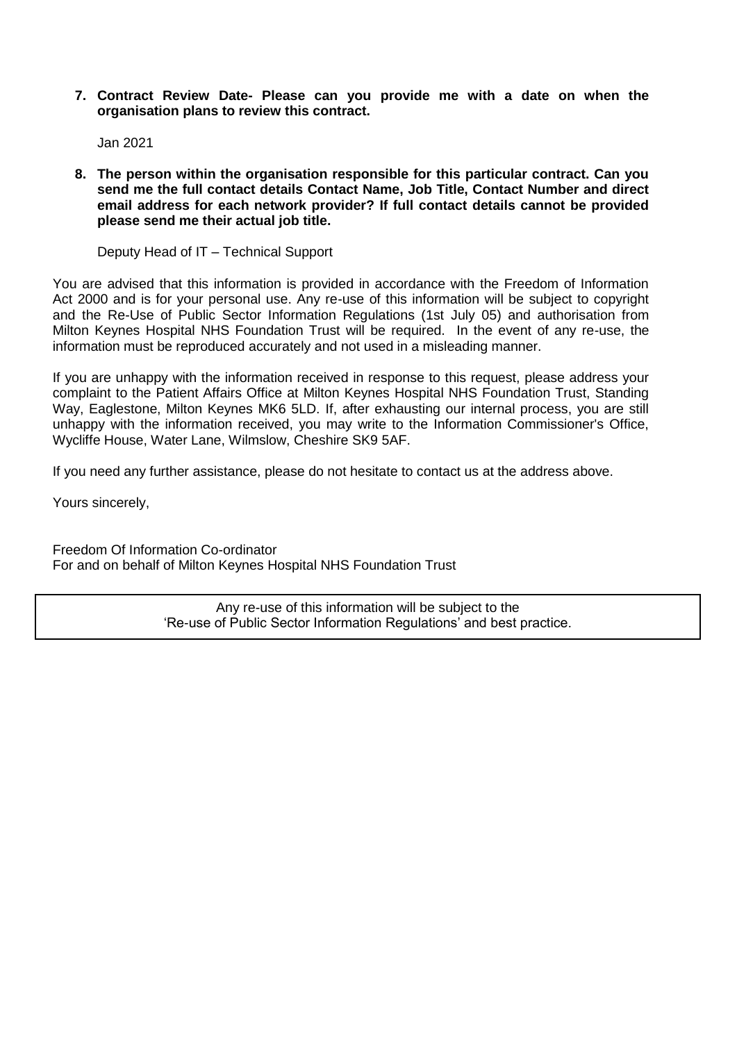**7. Contract Review Date- Please can you provide me with a date on when the organisation plans to review this contract.**

Jan 2021

**8. The person within the organisation responsible for this particular contract. Can you send me the full contact details Contact Name, Job Title, Contact Number and direct email address for each network provider? If full contact details cannot be provided please send me their actual job title.**

Deputy Head of IT – Technical Support

You are advised that this information is provided in accordance with the Freedom of Information Act 2000 and is for your personal use. Any re-use of this information will be subject to copyright and the Re-Use of Public Sector Information Regulations (1st July 05) and authorisation from Milton Keynes Hospital NHS Foundation Trust will be required. In the event of any re-use, the information must be reproduced accurately and not used in a misleading manner.

If you are unhappy with the information received in response to this request, please address your complaint to the Patient Affairs Office at Milton Keynes Hospital NHS Foundation Trust, Standing Way, Eaglestone, Milton Keynes MK6 5LD. If, after exhausting our internal process, you are still unhappy with the information received, you may write to the Information Commissioner's Office, Wycliffe House, Water Lane, Wilmslow, Cheshire SK9 5AF.

If you need any further assistance, please do not hesitate to contact us at the address above.

Yours sincerely,

Freedom Of Information Co-ordinator
For and on behalf of Milton Keynes Hospital NHS Foundation Trust

| |
|---|
| Any re-use of this information will be subject to the 'Re-use of Public Sector Information Regulations' and best practice. |